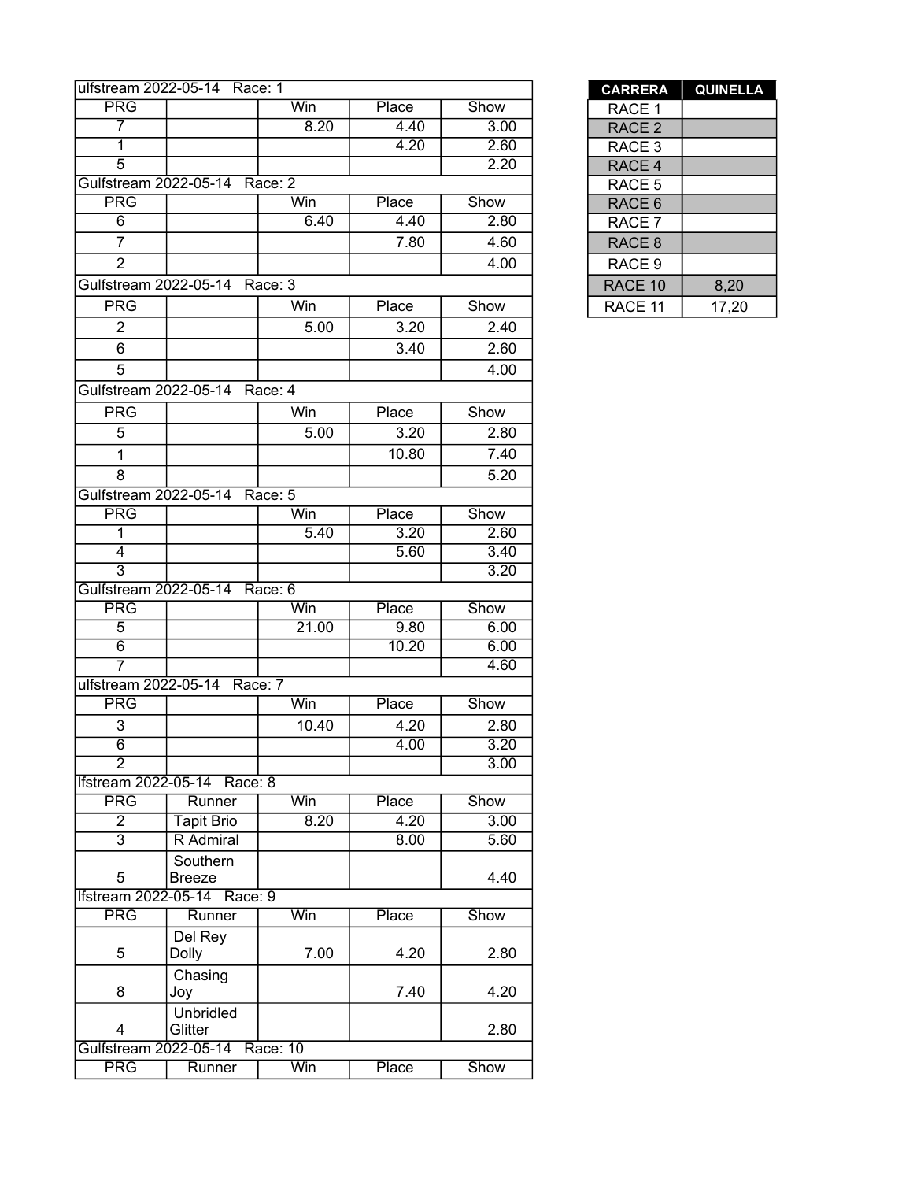| ulfstream 2022-05-14 Race: 1 | | | | |
|---|---|---|---|---|
| PRG | | Win | Place | Show |
| 7 | | 8.20 | 4.40 | 3.00 |
| 1 | | | 4.20 | 2.60 |
| 5 | | | | 2.20 |
| Gulfstream 2022-05-14 Race: 2 | | | | |
| PRG | | Win | Place | Show |
| 6 | | 6.40 | 4.40 | 2.80 |
| 7 | | | 7.80 | 4.60 |
| 2 | | | | 4.00 |
| Gulfstream 2022-05-14 Race: 3 | | | | |
| PRG | | Win | Place | Show |
| 2 | | 5.00 | 3.20 | 2.40 |
| 6 | | | 3.40 | 2.60 |
| 5 | | | | 4.00 |
| Gulfstream 2022-05-14 Race: 4 | | | | |
| PRG | | Win | Place | Show |
| 5 | | 5.00 | 3.20 | 2.80 |
| 1 | | | 10.80 | 7.40 |
| 8 | | | | 5.20 |
| Gulfstream 2022-05-14 Race: 5 | | | | |
| PRG | | Win | Place | Show |
| 1 | | 5.40 | 3.20 | 2.60 |
| 4 | | | 5.60 | 3.40 |
| 3 | | | | 3.20 |
| Gulfstream 2022-05-14 Race: 6 | | | | |
| PRG | | Win | Place | Show |
| 5 | | 21.00 | 9.80 | 6.00 |
| 6 | | | 10.20 | 6.00 |
| 7 | | | | 4.60 |
| ulfstream 2022-05-14 Race: 7 | | | | |
| PRG | | Win | Place | Show |
| 3 | | 10.40 | 4.20 | 2.80 |
| 6 | | | 4.00 | 3.20 |
| 2 | | | | 3.00 |
| lfstream 2022-05-14 Race: 8 | | | | |
| PRG | Runner | Win | Place | Show |
| 2 | Tapit Brio | 8.20 | 4.20 | 3.00 |
| 3 | R Admiral | | 8.00 | 5.60 |
| 5 | Southern Breeze | | | 4.40 |
| lfstream 2022-05-14 Race: 9 | | | | |
| PRG | Runner | Win | Place | Show |
| 5 | Del Rey Dolly | 7.00 | 4.20 | 2.80 |
| 8 | Chasing Joy | | 7.40 | 4.20 |
| 4 | Unbridled Glitter | | | 2.80 |
| Gulfstream 2022-05-14 Race: 10 | | | | |
| PRG | Runner | Win | Place | Show |

| CARRERA | QUINELLA |
|---|---|
| RACE 1 | |
| RACE 2 | |
| RACE 3 | |
| RACE 4 | |
| RACE 5 | |
| RACE 6 | |
| RACE 7 | |
| RACE 8 | |
| RACE 9 | |
| RACE 10 | 8,20 |
| RACE 11 | 17,20 |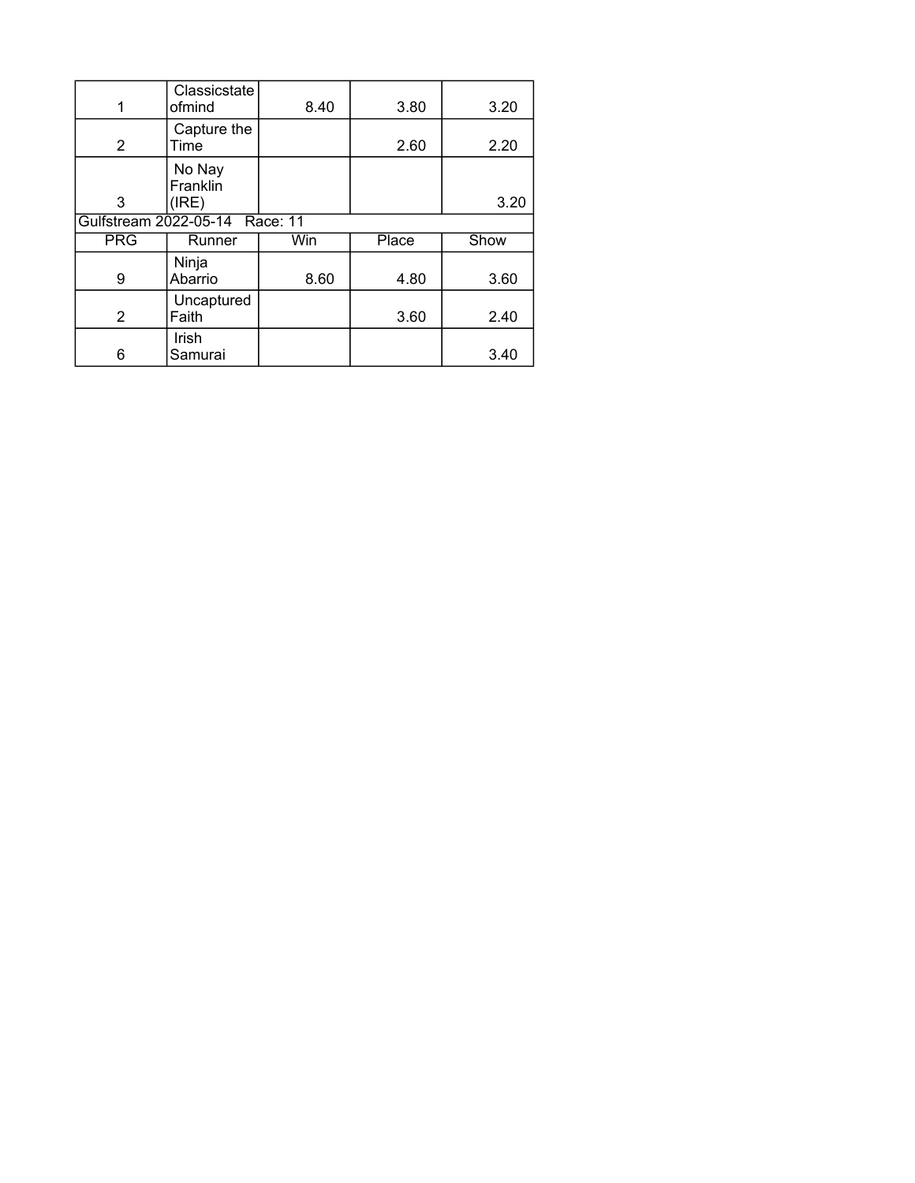| | | | | |
|---|---|---|---|---|
| 1 | Classicstate ofmind | 8.40 | 3.80 | 3.20 |
| 2 | Capture the Time | | 2.60 | 2.20 |
| 3 | No Nay Franklin (IRE) | | | 3.20 |

Gulfstream 2022-05-14 Race: 11

| PRG | Runner | Win | Place | Show |
|---|---|---|---|---|
| 9 | Ninja Abarrio | 8.60 | 4.80 | 3.60 |
| 2 | Uncaptured Faith | | 3.60 | 2.40 |
| 6 | Irish Samurai | | | 3.40 |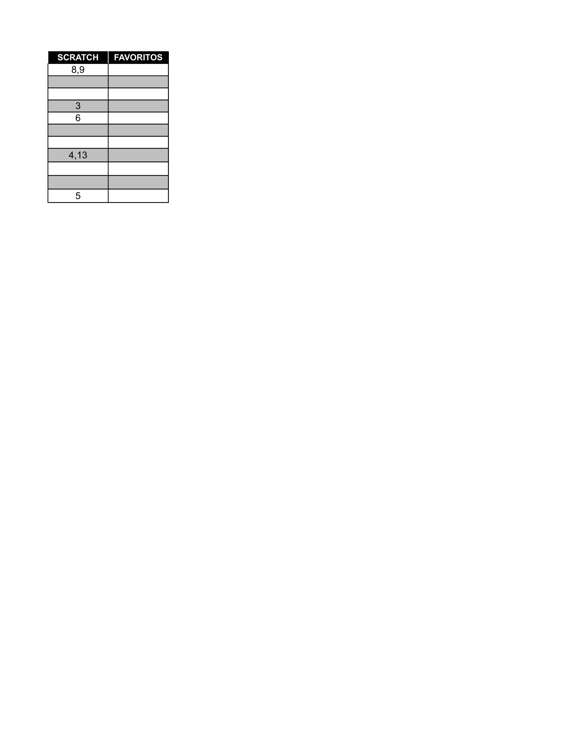| SCRATCH | FAVORITOS |
| --- | --- |
| 8,9 | |
| | |
| | |
| 3 | |
| 6 | |
| | |
| | |
| 4,13 | |
| | |
| | |
| 5 | |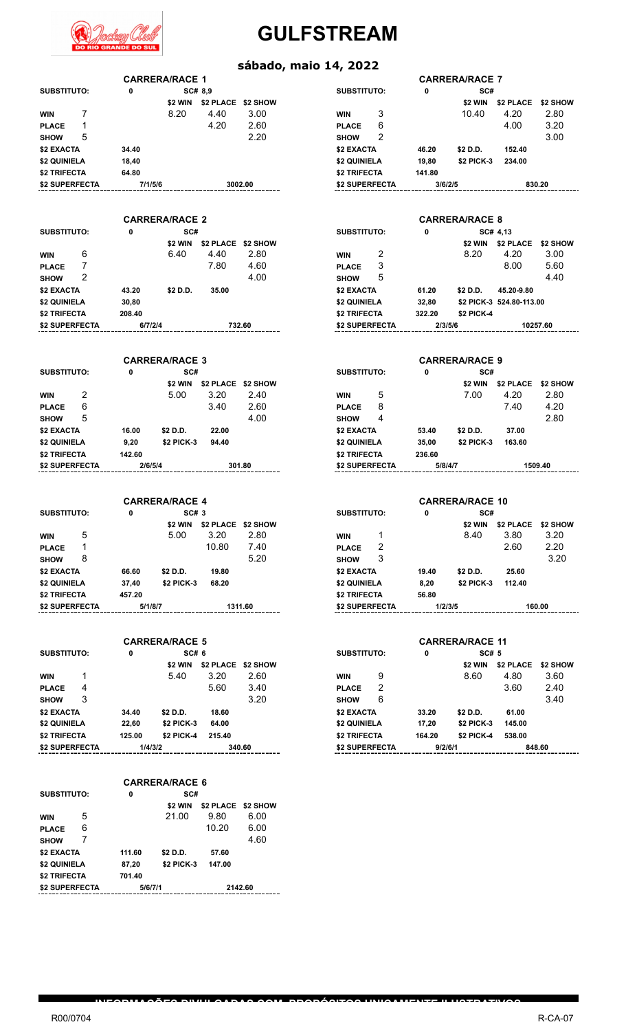# GULFSTREAM

## sábado, maio 14, 2022

### CARRERA/RACE 1

| SUBSTITUTO: | | 0 | SC# 8,9 | | |
|---|---|---|---|---|---|
| | | | $2 WIN | $2 PLACE | $2 SHOW |
| WIN | 7 | | 8.20 | 4.40 | 3.00 |
| PLACE | 1 | | | 4.20 | 2.60 |
| SHOW | 5 | | | | 2.20 |
| $2 EXACTA | | 34.40 | | | |
| $2 QUINIELA | | 18,40 | | | |
| $2 TRIFECTA | | 64.80 | | | |
| $2 SUPERFECTA | | 7/1/5/6 | | 3002.00 | |

### CARRERA/RACE 2

| SUBSTITUTO: | | 0 | SC# | | |
|---|---|---|---|---|---|
| | | | $2 WIN | $2 PLACE | $2 SHOW |
| WIN | 6 | | 6.40 | 4.40 | 2.80 |
| PLACE | 7 | | | 7.80 | 4.60 |
| SHOW | 2 | | | | 4.00 |
| $2 EXACTA | | 43.20 | $2 D.D. | 35.00 | |
| $2 QUINIELA | | 30,80 | | | |
| $2 TRIFECTA | | 208.40 | | | |
| $2 SUPERFECTA | | 6/7/2/4 | | 732.60 | |

### CARRERA/RACE 3

| SUBSTITUTO: | | 0 | SC# | | |
|---|---|---|---|---|---|
| | | | $2 WIN | $2 PLACE | $2 SHOW |
| WIN | 2 | | 5.00 | 3.20 | 2.40 |
| PLACE | 6 | | | 3.40 | 2.60 |
| SHOW | 5 | | | | 4.00 |
| $2 EXACTA | | 16.00 | $2 D.D. | 22.00 | |
| $2 QUINIELA | | 9,20 | $2 PICK-3 | 94.40 | |
| $2 TRIFECTA | | 142.60 | | | |
| $2 SUPERFECTA | | 2/6/5/4 | | 301.80 | |

### CARRERA/RACE 4

| SUBSTITUTO: | | 0 | SC# 3 | | |
|---|---|---|---|---|---|
| | | | $2 WIN | $2 PLACE | $2 SHOW |
| WIN | 5 | | 5.00 | 3.20 | 2.80 |
| PLACE | 1 | | | 10.80 | 7.40 |
| SHOW | 8 | | | | 5.20 |
| $2 EXACTA | | 66.60 | $2 D.D. | 19.80 | |
| $2 QUINIELA | | 37,40 | $2 PICK-3 | 68.20 | |
| $2 TRIFECTA | | 457.20 | | | |
| $2 SUPERFECTA | | 5/1/8/7 | | 1311.60 | |

### CARRERA/RACE 5

| SUBSTITUTO: | | 0 | SC# 6 | | |
|---|---|---|---|---|---|
| | | | $2 WIN | $2 PLACE | $2 SHOW |
| WIN | 1 | | 5.40 | 3.20 | 2.60 |
| PLACE | 4 | | | 5.60 | 3.40 |
| SHOW | 3 | | | | 3.20 |
| $2 EXACTA | | 34.40 | $2 D.D. | 18.60 | |
| $2 QUINIELA | | 22,60 | $2 PICK-3 | 64.00 | |
| $2 TRIFECTA | | 125.00 | $2 PICK-4 | 215.40 | |
| $2 SUPERFECTA | | 1/4/3/2 | | 340.60 | |

### CARRERA/RACE 6

| SUBSTITUTO: | | 0 | SC# | | |
|---|---|---|---|---|---|
| | | | $2 WIN | $2 PLACE | $2 SHOW |
| WIN | 5 | | 21.00 | 9.80 | 6.00 |
| PLACE | 6 | | | 10.20 | 6.00 |
| SHOW | 7 | | | | 4.60 |
| $2 EXACTA | | 111.60 | $2 D.D. | 57.60 | |
| $2 QUINIELA | | 87,20 | $2 PICK-3 | 147.00 | |
| $2 TRIFECTA | | 701.40 | | | |
| $2 SUPERFECTA | | 5/6/7/1 | | 2142.60 | |

### CARRERA/RACE 7

| SUBSTITUTO: | | 0 | SC# | | |
|---|---|---|---|---|---|
| | | | $2 WIN | $2 PLACE | $2 SHOW |
| WIN | 3 | | 10.40 | 4.20 | 2.80 |
| PLACE | 6 | | | 4.00 | 3.20 |
| SHOW | 2 | | | | 3.00 |
| $2 EXACTA | | 46.20 | $2 D.D. | 152.40 | |
| $2 QUINIELA | | 19,80 | $2 PICK-3 | 234.00 | |
| $2 TRIFECTA | | 141.80 | | | |
| $2 SUPERFECTA | | 3/6/2/5 | | 830.20 | |

### CARRERA/RACE 8

| SUBSTITUTO: | | 0 | SC# 4,13 | | |
|---|---|---|---|---|---|
| | | | $2 WIN | $2 PLACE | $2 SHOW |
| WIN | 2 | | 8.20 | 4.20 | 3.00 |
| PLACE | 3 | | | 8.00 | 5.60 |
| SHOW | 5 | | | | 4.40 |
| $2 EXACTA | | 61.20 | $2 D.D. | 45.20-9.80 | |
| $2 QUINIELA | | 32,80 | $2 PICK-3 | 524.80-113.00 | |
| $2 TRIFECTA | | 322.20 | $2 PICK-4 | | |
| $2 SUPERFECTA | | 2/3/5/6 | | 10257.60 | |

### CARRERA/RACE 9

| SUBSTITUTO: | | 0 | SC# | | |
|---|---|---|---|---|---|
| | | | $2 WIN | $2 PLACE | $2 SHOW |
| WIN | 5 | | 7.00 | 4.20 | 2.80 |
| PLACE | 8 | | | 7.40 | 4.20 |
| SHOW | 4 | | | | 2.80 |
| $2 EXACTA | | 53.40 | $2 D.D. | 37.00 | |
| $2 QUINIELA | | 35,00 | $2 PICK-3 | 163.60 | |
| $2 TRIFECTA | | 236.60 | | | |
| $2 SUPERFECTA | | 5/8/4/7 | | 1509.40 | |

### CARRERA/RACE 10

| SUBSTITUTO: | | 0 | SC# | | |
|---|---|---|---|---|---|
| | | | $2 WIN | $2 PLACE | $2 SHOW |
| WIN | 1 | | 8.40 | 3.80 | 3.20 |
| PLACE | 2 | | | 2.60 | 2.20 |
| SHOW | 3 | | | | 3.20 |
| $2 EXACTA | | 19.40 | $2 D.D. | 25.60 | |
| $2 QUINIELA | | 8,20 | $2 PICK-3 | 112.40 | |
| $2 TRIFECTA | | 56.80 | | | |
| $2 SUPERFECTA | | 1/2/3/5 | | 160.00 | |

### CARRERA/RACE 11

| SUBSTITUTO: | | 0 | SC# 5 | | |
|---|---|---|---|---|---|
| | | | $2 WIN | $2 PLACE | $2 SHOW |
| WIN | 9 | | 8.60 | 4.80 | 3.60 |
| PLACE | 2 | | | 3.60 | 2.40 |
| SHOW | 6 | | | | 3.40 |
| $2 EXACTA | | 33.20 | $2 D.D. | 61.00 | |
| $2 QUINIELA | | 17,20 | $2 PICK-3 | 145.00 | |
| $2 TRIFECTA | | 164.20 | $2 PICK-4 | 538.00 | |
| $2 SUPERFECTA | | 9/2/6/1 | | 848.60 | |

INFORMAÇÕES DIVULGADAS COM PROPÓSITOS UNICAMENTE ILUSTRATIVOS

R00/0704 R-CA-07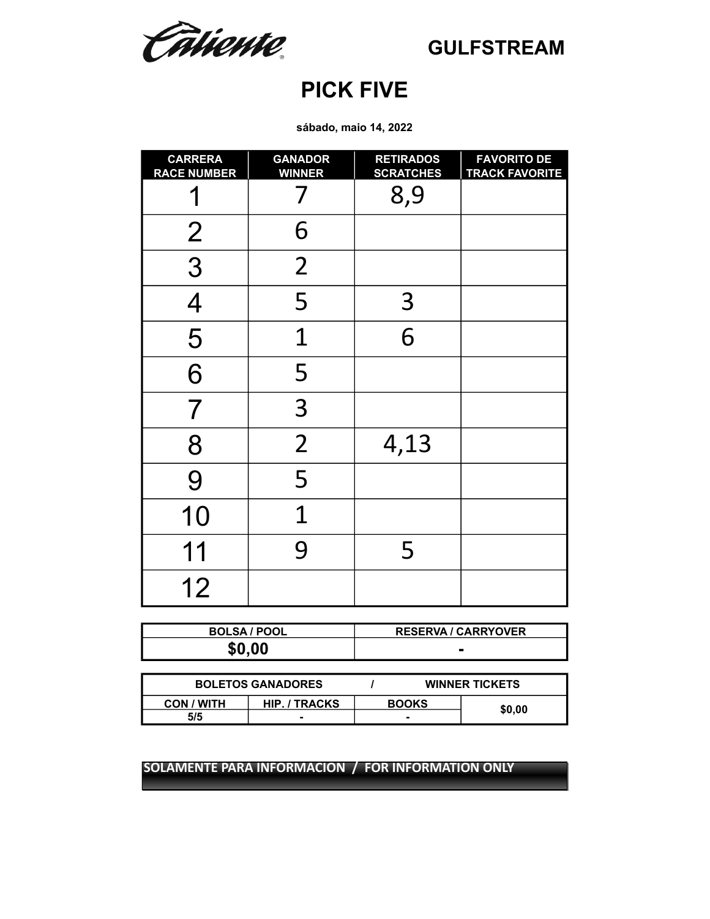Caliente

# GULFSTREAM

# PICK FIVE

**sábado, maio 14, 2022**

| CARRERA RACE NUMBER | GANADOR WINNER | RETIRADOS SCRATCHES | FAVORITO DE TRACK FAVORITE |
|---|---|---|---|
| 1 | 7 | 8,9 | |
| 2 | 6 | | |
| 3 | 2 | | |
| 4 | 5 | 3 | |
| 5 | 1 | 6 | |
| 6 | 5 | | |
| 7 | 3 | | |
| 8 | 2 | 4,13 | |
| 9 | 5 | | |
| 10 | 1 | | |
| 11 | 9 | 5 | |
| 12 | | | |

| BOLSA / POOL | RESERVA / CARRYOVER |
|---|---|
| $0,00 | - |

| BOLETOS GANADORES / WINNER TICKETS | | | |
|---|---|---|---|
| CON / WITH | HIP. / TRACKS | BOOKS | $0,00 |
| 5/5 | - | - | |

**SOLAMENTE PARA INFORMACION / FOR INFORMATION ONLY**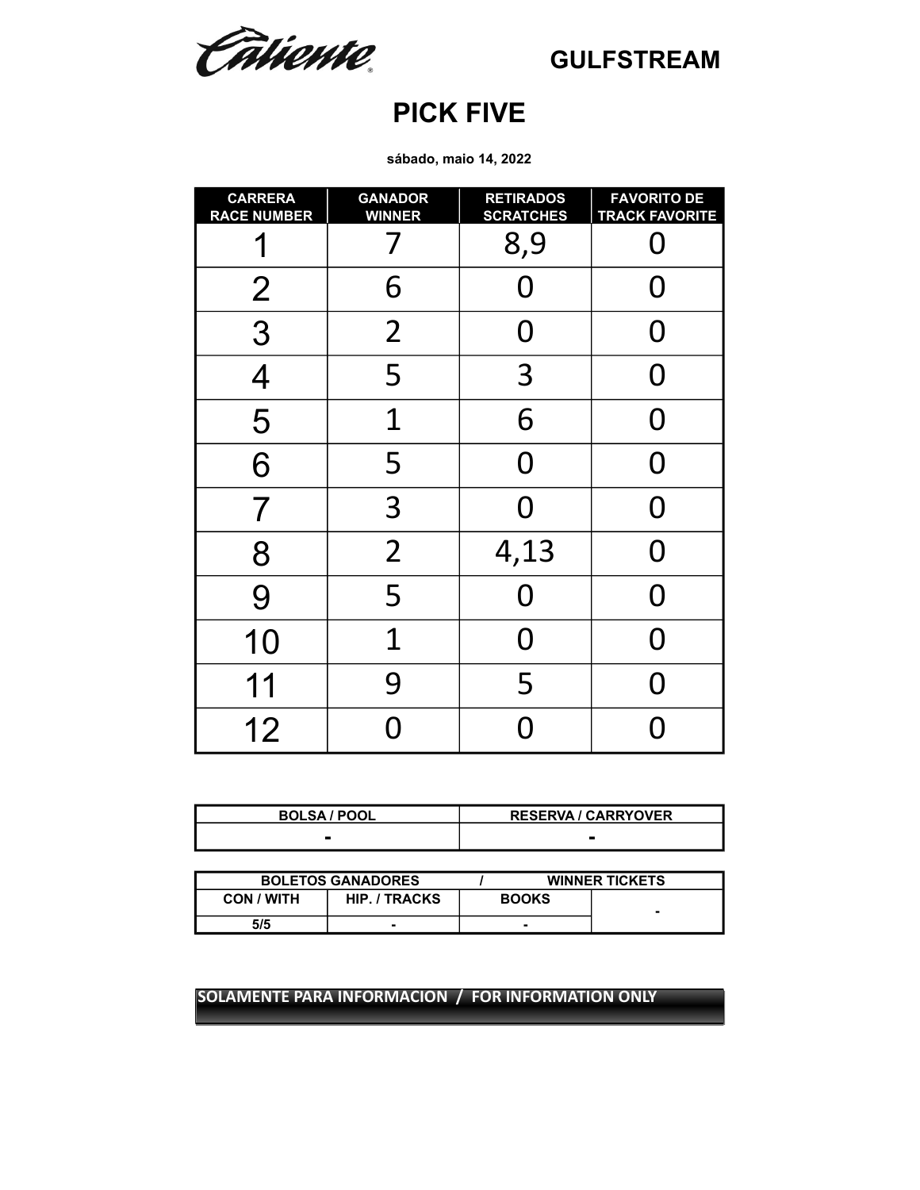Caliente

GULFSTREAM

# PICK FIVE

**sábado, maio 14, 2022**

| CARRERA RACE NUMBER | GANADOR WINNER | RETIRADOS SCRATCHES | FAVORITO DE TRACK FAVORITE |
|---|---|---|---|
| 1 | 7 | 8,9 | 0 |
| 2 | 6 | 0 | 0 |
| 3 | 2 | 0 | 0 |
| 4 | 5 | 3 | 0 |
| 5 | 1 | 6 | 0 |
| 6 | 5 | 0 | 0 |
| 7 | 3 | 0 | 0 |
| 8 | 2 | 4,13 | 0 |
| 9 | 5 | 0 | 0 |
| 10 | 1 | 0 | 0 |
| 11 | 9 | 5 | 0 |
| 12 | 0 | 0 | 0 |

| BOLSA / POOL | RESERVA / CARRYOVER |
|---|---|
| - | - |

| BOLETOS GANADORES / WINNER TICKETS | | | |
|---|---|---|---|
| CON / WITH | HIP. / TRACKS | BOOKS | - |
| 5/5 | - | - | |

**SOLAMENTE PARA INFORMACION / FOR INFORMATION ONLY**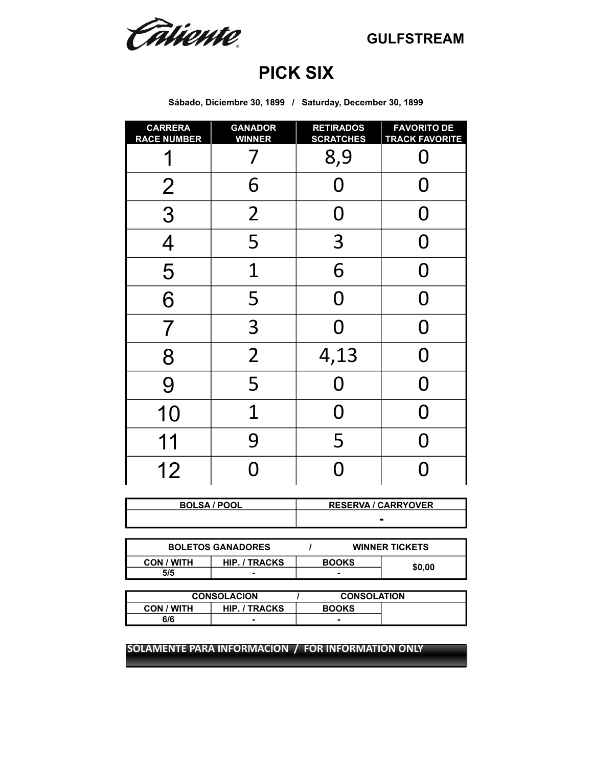Caliente

GULFSTREAM

# PICK SIX

**Sábado, Diciembre 30, 1899 / Saturday, December 30, 1899**

| CARRERA RACE NUMBER | GANADOR WINNER | RETIRADOS SCRATCHES | FAVORITO DE TRACK FAVORITE |
|---|---|---|---|
| 1 | 7 | 8,9 | 0 |
| 2 | 6 | 0 | 0 |
| 3 | 2 | 0 | 0 |
| 4 | 5 | 3 | 0 |
| 5 | 1 | 6 | 0 |
| 6 | 5 | 0 | 0 |
| 7 | 3 | 0 | 0 |
| 8 | 2 | 4,13 | 0 |
| 9 | 5 | 0 | 0 |
| 10 | 1 | 0 | 0 |
| 11 | 9 | 5 | 0 |
| 12 | 0 | 0 | 0 |

| BOLSA / POOL | RESERVA / CARRYOVER |
|---|---|
| | - |

| BOLETOS GANADORES / WINNER TICKETS | | | |
|---|---|---|---|
| CON / WITH | HIP. / TRACKS | BOOKS | $0,00 |
| 5/5 | - | - | |

| CONSOLACION / CONSOLATION | | | |
|---|---|---|---|
| CON / WITH | HIP. / TRACKS | BOOKS | |
| 6/6 | - | - | |

**SOLAMENTE PARA INFORMACION / FOR INFORMATION ONLY**